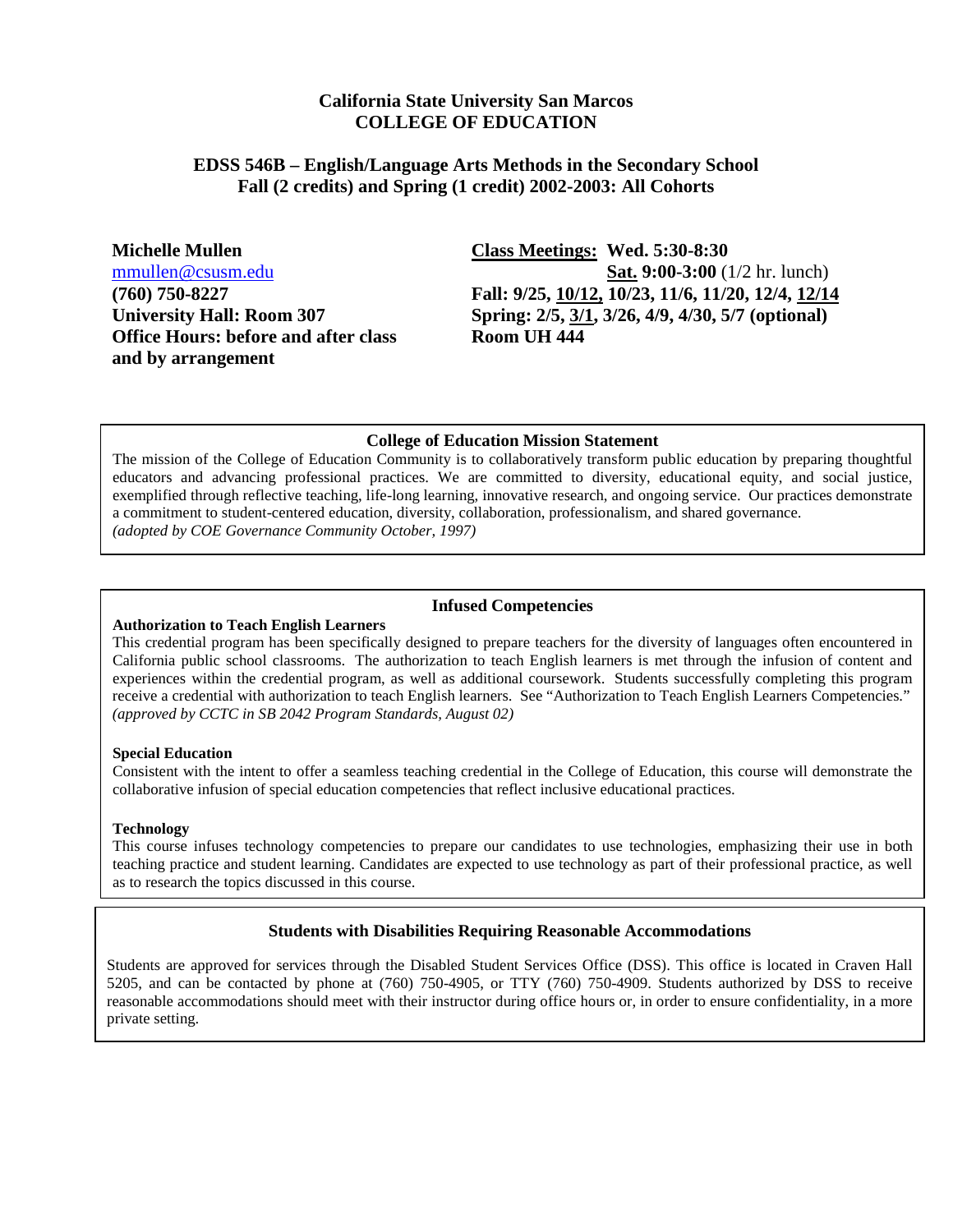# California State University San Marcos
# COLLEGE OF EDUCATION

## EDSS 546B – English/Language Arts Methods in the Secondary School
## Fall (2 credits) and Spring (1 credit) 2002-2003: All Cohorts

**Michelle Mullen**
mmullen@csusm.edu
**(760) 750-8227**
**University Hall: Room 307**
**Office Hours: before and after class and by arrangement**

**Class Meetings: Wed. 5:30-8:30**
**Sat. 9:00-3:00** (1/2 hr. lunch)
**Fall: 9/25, 10/12, 10/23, 11/6, 11/20, 12/4, 12/14**
**Spring: 2/5, 3/1, 3/26, 4/9, 4/30, 5/7 (optional)**
**Room UH 444**

### College of Education Mission Statement

The mission of the College of Education Community is to collaboratively transform public education by preparing thoughtful educators and advancing professional practices. We are committed to diversity, educational equity, and social justice, exemplified through reflective teaching, life-long learning, innovative research, and ongoing service. Our practices demonstrate a commitment to student-centered education, diversity, collaboration, professionalism, and shared governance.
*(adopted by COE Governance Community October, 1997)*

### Infused Competencies

**Authorization to Teach English Learners**
This credential program has been specifically designed to prepare teachers for the diversity of languages often encountered in California public school classrooms. The authorization to teach English learners is met through the infusion of content and experiences within the credential program, as well as additional coursework. Students successfully completing this program receive a credential with authorization to teach English learners. See "Authorization to Teach English Learners Competencies." *(approved by CCTC in SB 2042 Program Standards, August 02)*

**Special Education**
Consistent with the intent to offer a seamless teaching credential in the College of Education, this course will demonstrate the collaborative infusion of special education competencies that reflect inclusive educational practices.

**Technology**
This course infuses technology competencies to prepare our candidates to use technologies, emphasizing their use in both teaching practice and student learning. Candidates are expected to use technology as part of their professional practice, as well as to research the topics discussed in this course.

### Students with Disabilities Requiring Reasonable Accommodations

Students are approved for services through the Disabled Student Services Office (DSS). This office is located in Craven Hall 5205, and can be contacted by phone at (760) 750-4905, or TTY (760) 750-4909. Students authorized by DSS to receive reasonable accommodations should meet with their instructor during office hours or, in order to ensure confidentiality, in a more private setting.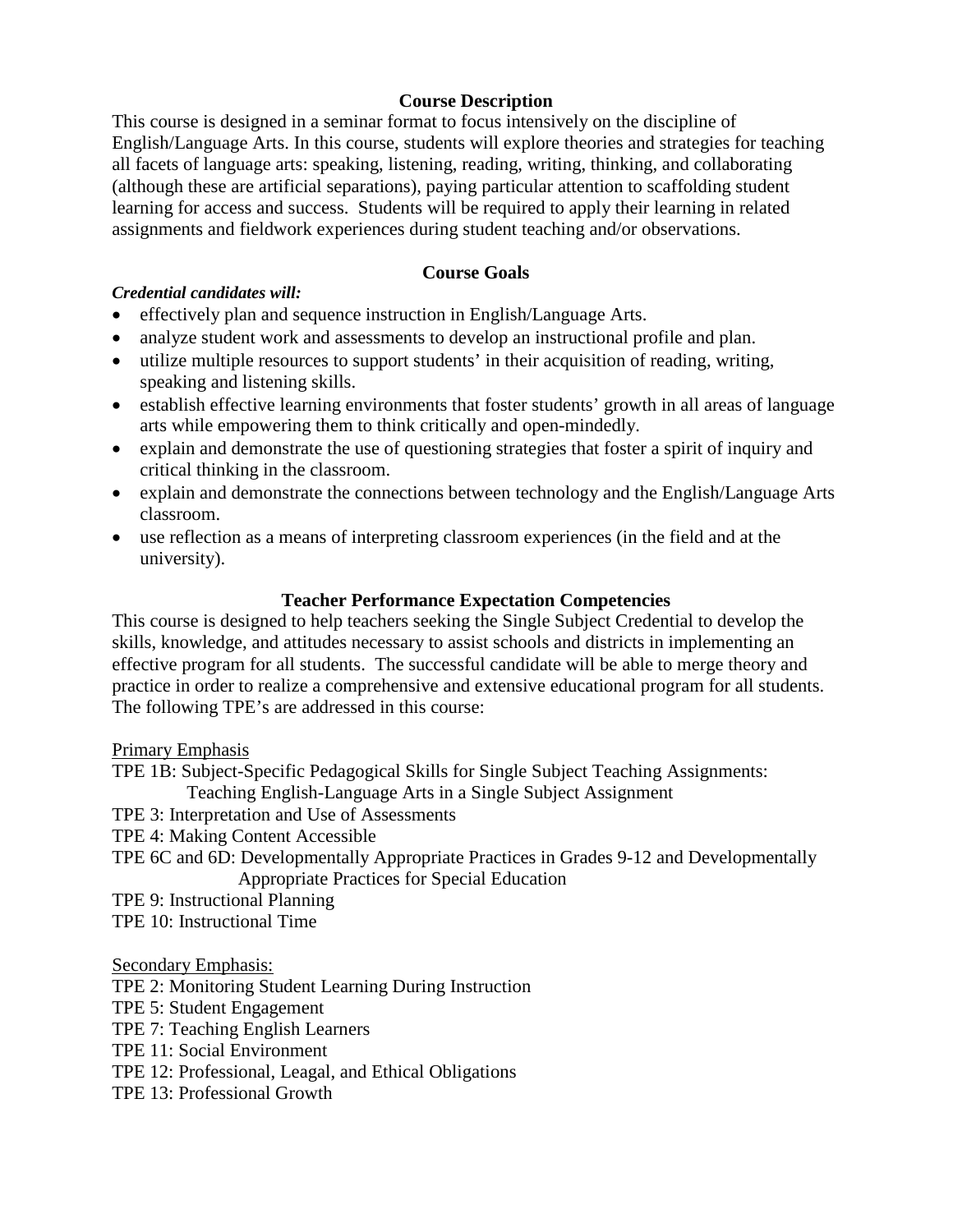## Course Description

This course is designed in a seminar format to focus intensively on the discipline of English/Language Arts. In this course, students will explore theories and strategies for teaching all facets of language arts: speaking, listening, reading, writing, thinking, and collaborating (although these are artificial separations), paying particular attention to scaffolding student learning for access and success. Students will be required to apply their learning in related assignments and fieldwork experiences during student teaching and/or observations.

## Course Goals

***Credential candidates will:***

- effectively plan and sequence instruction in English/Language Arts.
- analyze student work and assessments to develop an instructional profile and plan.
- utilize multiple resources to support students' in their acquisition of reading, writing, speaking and listening skills.
- establish effective learning environments that foster students' growth in all areas of language arts while empowering them to think critically and open-mindedly.
- explain and demonstrate the use of questioning strategies that foster a spirit of inquiry and critical thinking in the classroom.
- explain and demonstrate the connections between technology and the English/Language Arts classroom.
- use reflection as a means of interpreting classroom experiences (in the field and at the university).

## Teacher Performance Expectation Competencies

This course is designed to help teachers seeking the Single Subject Credential to develop the skills, knowledge, and attitudes necessary to assist schools and districts in implementing an effective program for all students. The successful candidate will be able to merge theory and practice in order to realize a comprehensive and extensive educational program for all students. The following TPE's are addressed in this course:

Primary Emphasis

TPE 1B: Subject-Specific Pedagogical Skills for Single Subject Teaching Assignments: Teaching English-Language Arts in a Single Subject Assignment
TPE 3: Interpretation and Use of Assessments
TPE 4: Making Content Accessible
TPE 6C and 6D: Developmentally Appropriate Practices in Grades 9-12 and Developmentally Appropriate Practices for Special Education
TPE 9: Instructional Planning
TPE 10: Instructional Time

Secondary Emphasis:

TPE 2: Monitoring Student Learning During Instruction
TPE 5: Student Engagement
TPE 7: Teaching English Learners
TPE 11: Social Environment
TPE 12: Professional, Leagal, and Ethical Obligations
TPE 13: Professional Growth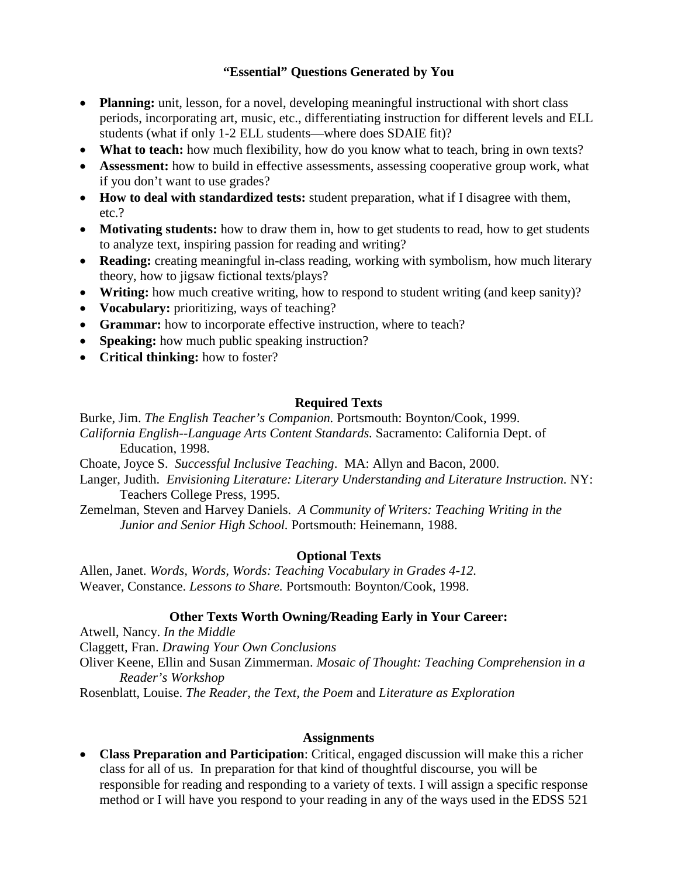### "Essential" Questions Generated by You

- **Planning:** unit, lesson, for a novel, developing meaningful instructional with short class periods, incorporating art, music, etc., differentiating instruction for different levels and ELL students (what if only 1-2 ELL students—where does SDAIE fit)?
- **What to teach:** how much flexibility, how do you know what to teach, bring in own texts?
- **Assessment:** how to build in effective assessments, assessing cooperative group work, what if you don't want to use grades?
- **How to deal with standardized tests:** student preparation, what if I disagree with them, etc.?
- **Motivating students:** how to draw them in, how to get students to read, how to get students to analyze text, inspiring passion for reading and writing?
- **Reading:** creating meaningful in-class reading, working with symbolism, how much literary theory, how to jigsaw fictional texts/plays?
- **Writing:** how much creative writing, how to respond to student writing (and keep sanity)?
- **Vocabulary:** prioritizing, ways of teaching?
- **Grammar:** how to incorporate effective instruction, where to teach?
- **Speaking:** how much public speaking instruction?
- **Critical thinking:** how to foster?

### Required Texts

Burke, Jim. *The English Teacher's Companion.* Portsmouth: Boynton/Cook, 1999.

*California English--Language Arts Content Standards.* Sacramento: California Dept. of Education, 1998.

Choate, Joyce S. *Successful Inclusive Teaching*. MA: Allyn and Bacon, 2000.

Langer, Judith. *Envisioning Literature: Literary Understanding and Literature Instruction.* NY: Teachers College Press, 1995.

Zemelman, Steven and Harvey Daniels. *A Community of Writers: Teaching Writing in the Junior and Senior High School.* Portsmouth: Heinemann, 1988.

### Optional Texts

Allen, Janet. *Words, Words, Words: Teaching Vocabulary in Grades 4-12.*

Weaver, Constance. *Lessons to Share.* Portsmouth: Boynton/Cook, 1998.

### Other Texts Worth Owning/Reading Early in Your Career:

Atwell, Nancy. *In the Middle*

Claggett, Fran. *Drawing Your Own Conclusions*

Oliver Keene, Ellin and Susan Zimmerman. *Mosaic of Thought: Teaching Comprehension in a Reader's Workshop*

Rosenblatt, Louise. *The Reader, the Text, the Poem* and *Literature as Exploration*

### Assignments

- **Class Preparation and Participation**: Critical, engaged discussion will make this a richer class for all of us. In preparation for that kind of thoughtful discourse, you will be responsible for reading and responding to a variety of texts. I will assign a specific response method or I will have you respond to your reading in any of the ways used in the EDSS 521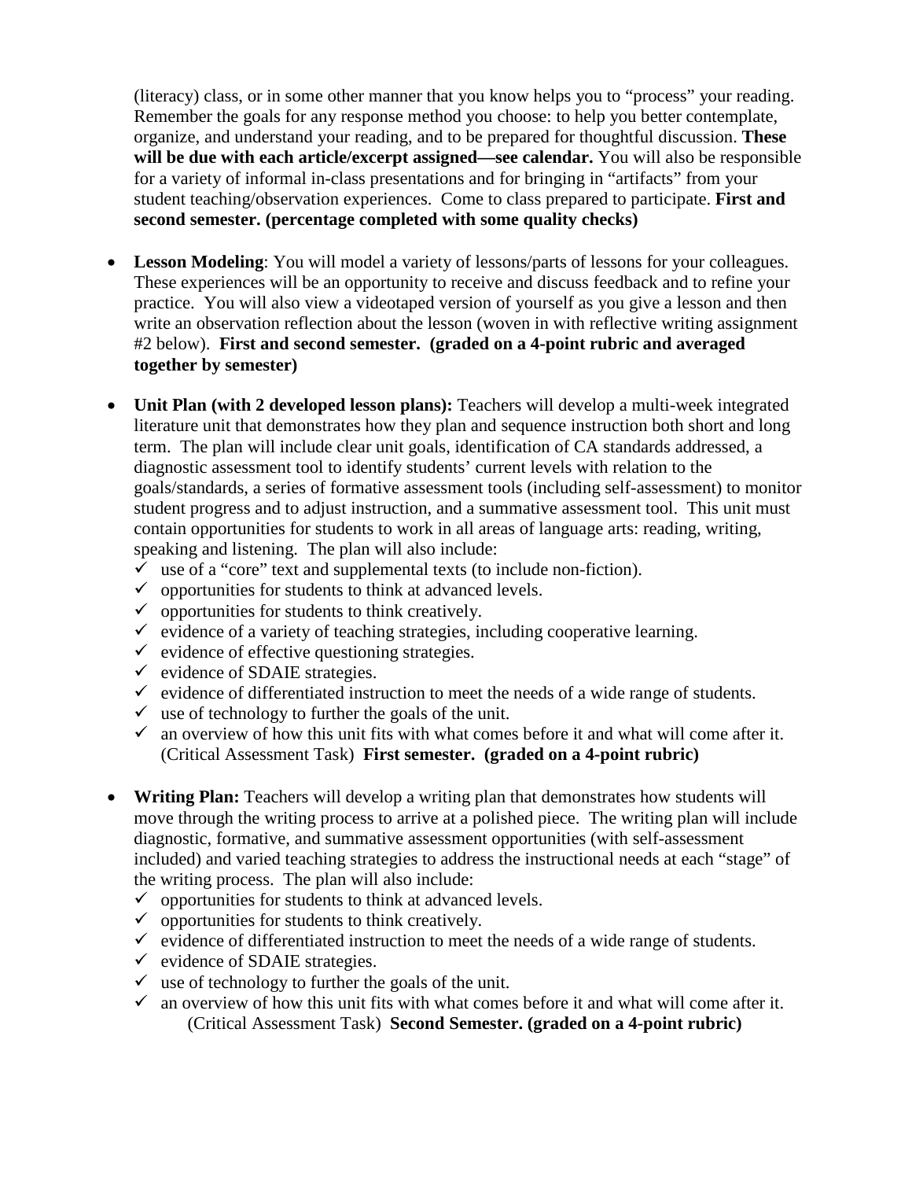(literacy) class, or in some other manner that you know helps you to "process" your reading. Remember the goals for any response method you choose: to help you better contemplate, organize, and understand your reading, and to be prepared for thoughtful discussion. **These will be due with each article/excerpt assigned—see calendar.** You will also be responsible for a variety of informal in-class presentations and for bringing in "artifacts" from your student teaching/observation experiences. Come to class prepared to participate. **First and second semester. (percentage completed with some quality checks)**

- **Lesson Modeling**: You will model a variety of lessons/parts of lessons for your colleagues. These experiences will be an opportunity to receive and discuss feedback and to refine your practice. You will also view a videotaped version of yourself as you give a lesson and then write an observation reflection about the lesson (woven in with reflective writing assignment #2 below). **First and second semester. (graded on a 4-point rubric and averaged together by semester)**

- **Unit Plan (with 2 developed lesson plans):** Teachers will develop a multi-week integrated literature unit that demonstrates how they plan and sequence instruction both short and long term. The plan will include clear unit goals, identification of CA standards addressed, a diagnostic assessment tool to identify students' current levels with relation to the goals/standards, a series of formative assessment tools (including self-assessment) to monitor student progress and to adjust instruction, and a summative assessment tool. This unit must contain opportunities for students to work in all areas of language arts: reading, writing, speaking and listening. The plan will also include:
  - ✓ use of a "core" text and supplemental texts (to include non-fiction).
  - ✓ opportunities for students to think at advanced levels.
  - ✓ opportunities for students to think creatively.
  - ✓ evidence of a variety of teaching strategies, including cooperative learning.
  - ✓ evidence of effective questioning strategies.
  - ✓ evidence of SDAIE strategies.
  - ✓ evidence of differentiated instruction to meet the needs of a wide range of students.
  - ✓ use of technology to further the goals of the unit.
  - ✓ an overview of how this unit fits with what comes before it and what will come after it. (Critical Assessment Task) **First semester. (graded on a 4-point rubric)**

- **Writing Plan:** Teachers will develop a writing plan that demonstrates how students will move through the writing process to arrive at a polished piece. The writing plan will include diagnostic, formative, and summative assessment opportunities (with self-assessment included) and varied teaching strategies to address the instructional needs at each "stage" of the writing process. The plan will also include:
  - ✓ opportunities for students to think at advanced levels.
  - ✓ opportunities for students to think creatively.
  - ✓ evidence of differentiated instruction to meet the needs of a wide range of students.
  - ✓ evidence of SDAIE strategies.
  - ✓ use of technology to further the goals of the unit.
  - ✓ an overview of how this unit fits with what comes before it and what will come after it. (Critical Assessment Task) **Second Semester. (graded on a 4-point rubric)**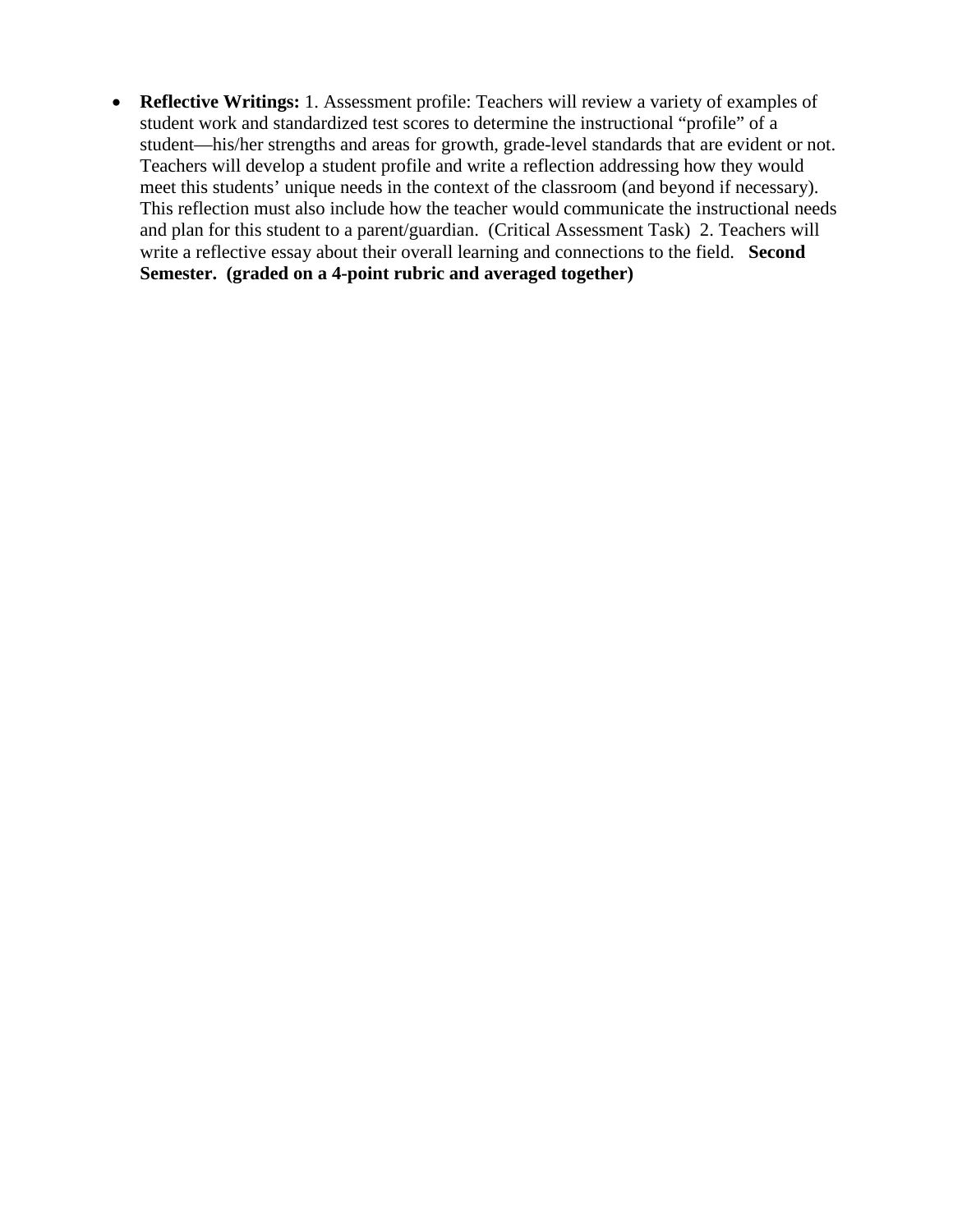- **Reflective Writings:** 1. Assessment profile: Teachers will review a variety of examples of student work and standardized test scores to determine the instructional "profile" of a student—his/her strengths and areas for growth, grade-level standards that are evident or not. Teachers will develop a student profile and write a reflection addressing how they would meet this students' unique needs in the context of the classroom (and beyond if necessary). This reflection must also include how the teacher would communicate the instructional needs and plan for this student to a parent/guardian. (Critical Assessment Task) 2. Teachers will write a reflective essay about their overall learning and connections to the field. **Second Semester. (graded on a 4-point rubric and averaged together)**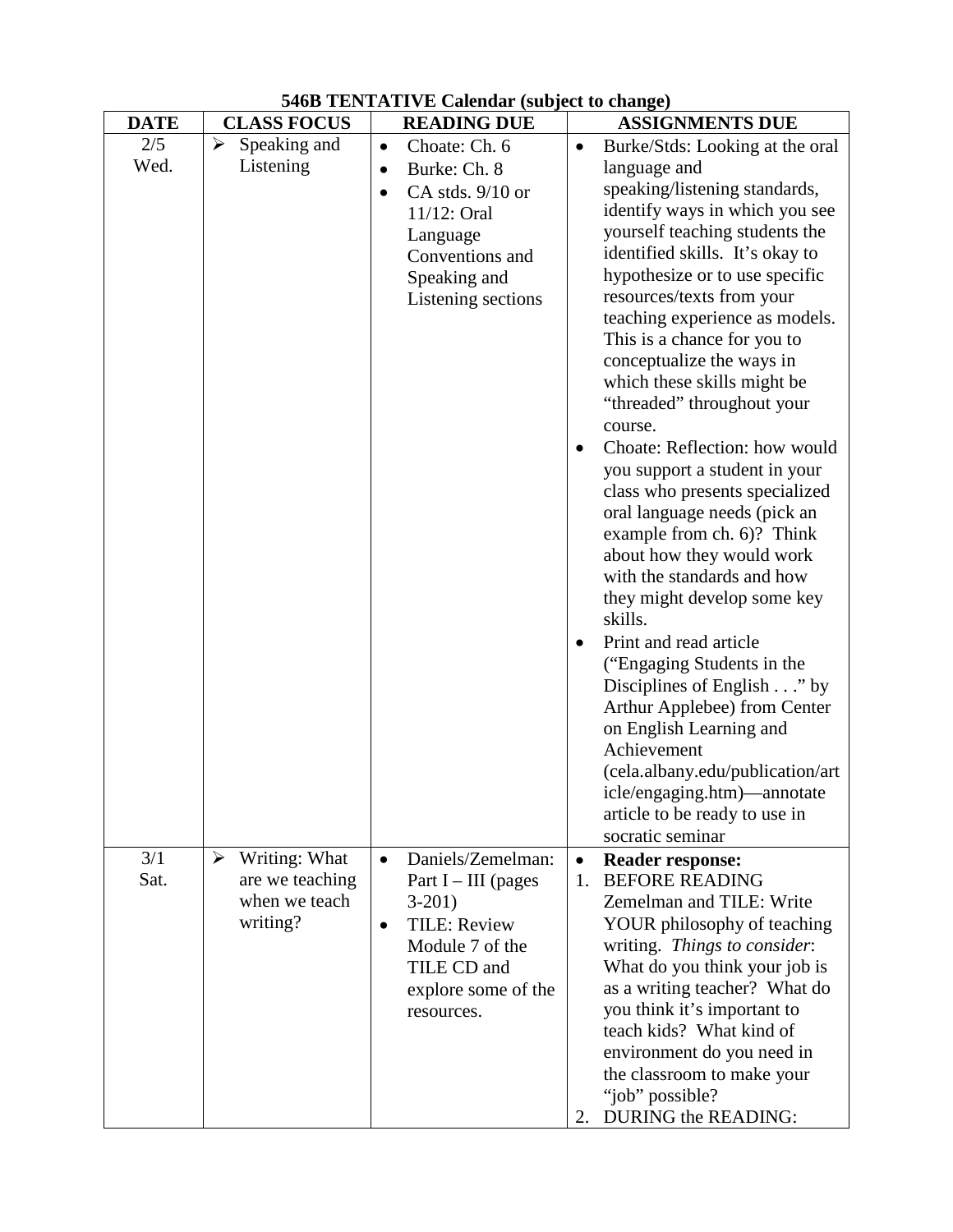**546B TENTATIVE Calendar (subject to change)**

| DATE | CLASS FOCUS | READING DUE | ASSIGNMENTS DUE |
|---|---|---|---|
| 2/5 Wed. | ➢ Speaking and Listening | • Choate: Ch. 6<br>• Burke: Ch. 8<br>• CA stds. 9/10 or 11/12: Oral Language Conventions and Speaking and Listening sections | • Burke/Stds: Looking at the oral language and speaking/listening standards, identify ways in which you see yourself teaching students the identified skills. It's okay to hypothesize or to use specific resources/texts from your teaching experience as models. This is a chance for you to conceptualize the ways in which these skills might be "threaded" throughout your course.<br>• Choate: Reflection: how would you support a student in your class who presents specialized oral language needs (pick an example from ch. 6)? Think about how they would work with the standards and how they might develop some key skills.<br>• Print and read article ("Engaging Students in the Disciplines of English . . ." by Arthur Applebee) from Center on English Learning and Achievement (cela.albany.edu/publication/article/engaging.htm)—annotate article to be ready to use in socratic seminar |
| 3/1 Sat. | ➢ Writing: What are we teaching when we teach writing? | • Daniels/Zemelman: Part I – III (pages 3-201)<br>• TILE: Review Module 7 of the TILE CD and explore some of the resources. | • **Reader response:**<br>1. BEFORE READING Zemelman and TILE: Write YOUR philosophy of teaching writing. *Things to consider*: What do you think your job is as a writing teacher? What do you think it's important to teach kids? What kind of environment do you need in the classroom to make your "job" possible?<br>2. DURING the READING: |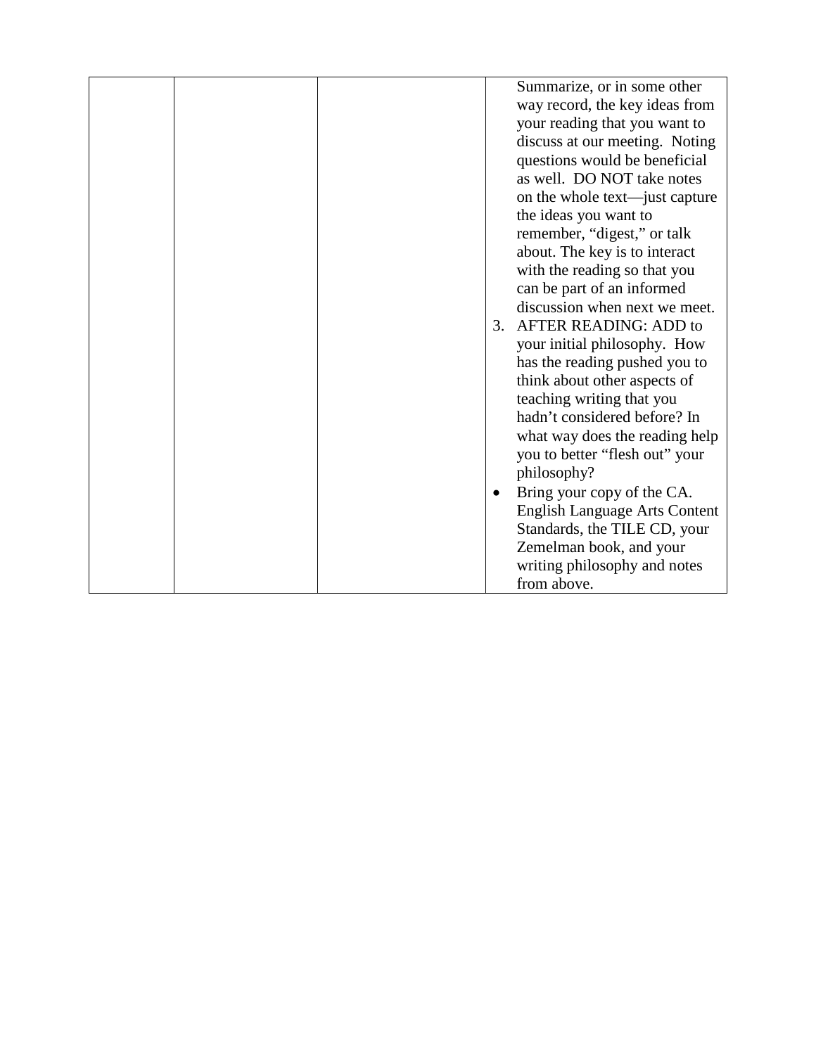| | | | |
|---|---|---|---|
| | | | Summarize, or in some other way record, the key ideas from your reading that you want to discuss at our meeting. Noting questions would be beneficial as well. DO NOT take notes on the whole text—just capture the ideas you want to remember, "digest," or talk about. The key is to interact with the reading so that you can be part of an informed discussion when next we meet.<br>3. AFTER READING: ADD to your initial philosophy. How has the reading pushed you to think about other aspects of teaching writing that you hadn't considered before? In what way does the reading help you to better "flesh out" your philosophy?<br>• Bring your copy of the CA. English Language Arts Content Standards, the TILE CD, your Zemelman book, and your writing philosophy and notes from above. |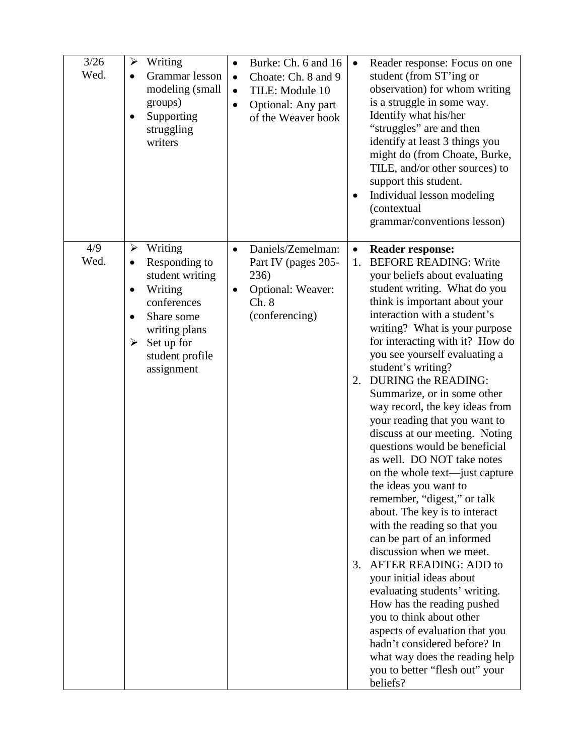| | | | |
|---|---|---|---|
| 3/26 Wed. | ➢ Writing<br>• Grammar lesson modeling (small groups)<br>• Supporting struggling writers | • Burke: Ch. 6 and 16<br>• Choate: Ch. 8 and 9<br>• TILE: Module 10<br>• Optional: Any part of the Weaver book | • Reader response: Focus on one student (from ST'ing or observation) for whom writing is a struggle in some way. Identify what his/her "struggles" are and then identify at least 3 things you might do (from Choate, Burke, TILE, and/or other sources) to support this student.<br>• Individual lesson modeling (contextual grammar/conventions lesson) |
| 4/9 Wed. | ➢ Writing<br>• Responding to student writing<br>• Writing conferences<br>• Share some writing plans<br>➢ Set up for student profile assignment | • Daniels/Zemelman: Part IV (pages 205-236)<br>• Optional: Weaver: Ch. 8 (conferencing) | • **Reader response:**<br>1. BEFORE READING: Write your beliefs about evaluating student writing. What do you think is important about your interaction with a student's writing? What is your purpose for interacting with it? How do you see yourself evaluating a student's writing?<br>2. DURING the READING: Summarize, or in some other way record, the key ideas from your reading that you want to discuss at our meeting. Noting questions would be beneficial as well. DO NOT take notes on the whole text—just capture the ideas you want to remember, "digest," or talk about. The key is to interact with the reading so that you can be part of an informed discussion when we meet.<br>3. AFTER READING: ADD to your initial ideas about evaluating students' writing. How has the reading pushed you to think about other aspects of evaluation that you hadn't considered before? In what way does the reading help you to better "flesh out" your beliefs? |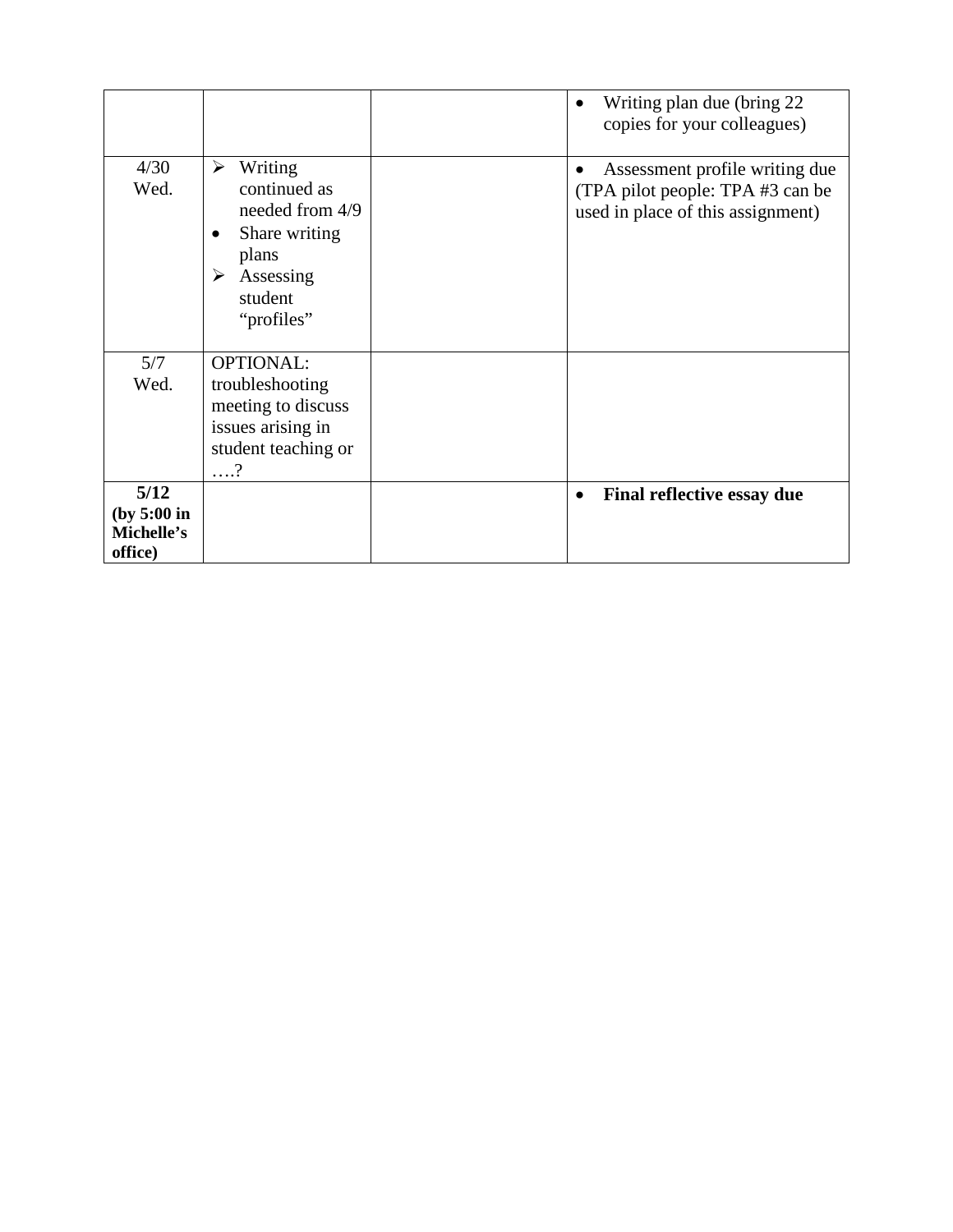|  |  |  |  |
|---|---|---|---|
|  |  |  | • Writing plan due (bring 22 copies for your colleagues) |
| 4/30 Wed. | ➢ Writing continued as needed from 4/9<br>• Share writing plans<br>➢ Assessing student "profiles" |  | • Assessment profile writing due (TPA pilot people: TPA #3 can be used in place of this assignment) |
| 5/7 Wed. | OPTIONAL: troubleshooting meeting to discuss issues arising in student teaching or ….? |  |  |
| **5/12 (by 5:00 in Michelle's office)** |  |  | • **Final reflective essay due** |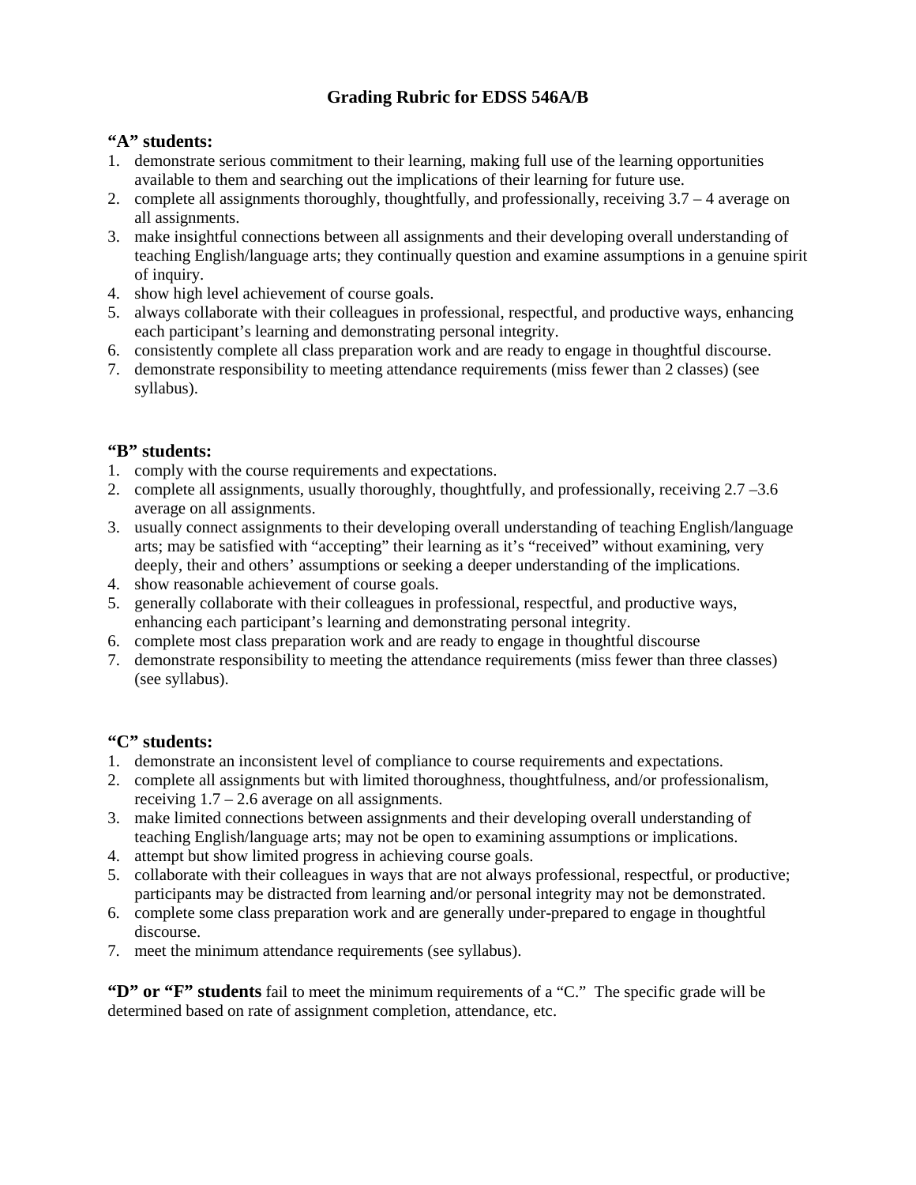# Grading Rubric for EDSS 546A/B

### "A" students:

1. demonstrate serious commitment to their learning, making full use of the learning opportunities available to them and searching out the implications of their learning for future use.
2. complete all assignments thoroughly, thoughtfully, and professionally, receiving 3.7 – 4 average on all assignments.
3. make insightful connections between all assignments and their developing overall understanding of teaching English/language arts; they continually question and examine assumptions in a genuine spirit of inquiry.
4. show high level achievement of course goals.
5. always collaborate with their colleagues in professional, respectful, and productive ways, enhancing each participant's learning and demonstrating personal integrity.
6. consistently complete all class preparation work and are ready to engage in thoughtful discourse.
7. demonstrate responsibility to meeting attendance requirements (miss fewer than 2 classes) (see syllabus).

### "B" students:

1. comply with the course requirements and expectations.
2. complete all assignments, usually thoroughly, thoughtfully, and professionally, receiving 2.7 –3.6 average on all assignments.
3. usually connect assignments to their developing overall understanding of teaching English/language arts; may be satisfied with "accepting" their learning as it's "received" without examining, very deeply, their and others' assumptions or seeking a deeper understanding of the implications.
4. show reasonable achievement of course goals.
5. generally collaborate with their colleagues in professional, respectful, and productive ways, enhancing each participant's learning and demonstrating personal integrity.
6. complete most class preparation work and are ready to engage in thoughtful discourse
7. demonstrate responsibility to meeting the attendance requirements (miss fewer than three classes) (see syllabus).

### "C" students:

1. demonstrate an inconsistent level of compliance to course requirements and expectations.
2. complete all assignments but with limited thoroughness, thoughtfulness, and/or professionalism, receiving 1.7 – 2.6 average on all assignments.
3. make limited connections between assignments and their developing overall understanding of teaching English/language arts; may not be open to examining assumptions or implications.
4. attempt but show limited progress in achieving course goals.
5. collaborate with their colleagues in ways that are not always professional, respectful, or productive; participants may be distracted from learning and/or personal integrity may not be demonstrated.
6. complete some class preparation work and are generally under-prepared to engage in thoughtful discourse.
7. meet the minimum attendance requirements (see syllabus).

**"D" or "F" students** fail to meet the minimum requirements of a "C." The specific grade will be determined based on rate of assignment completion, attendance, etc.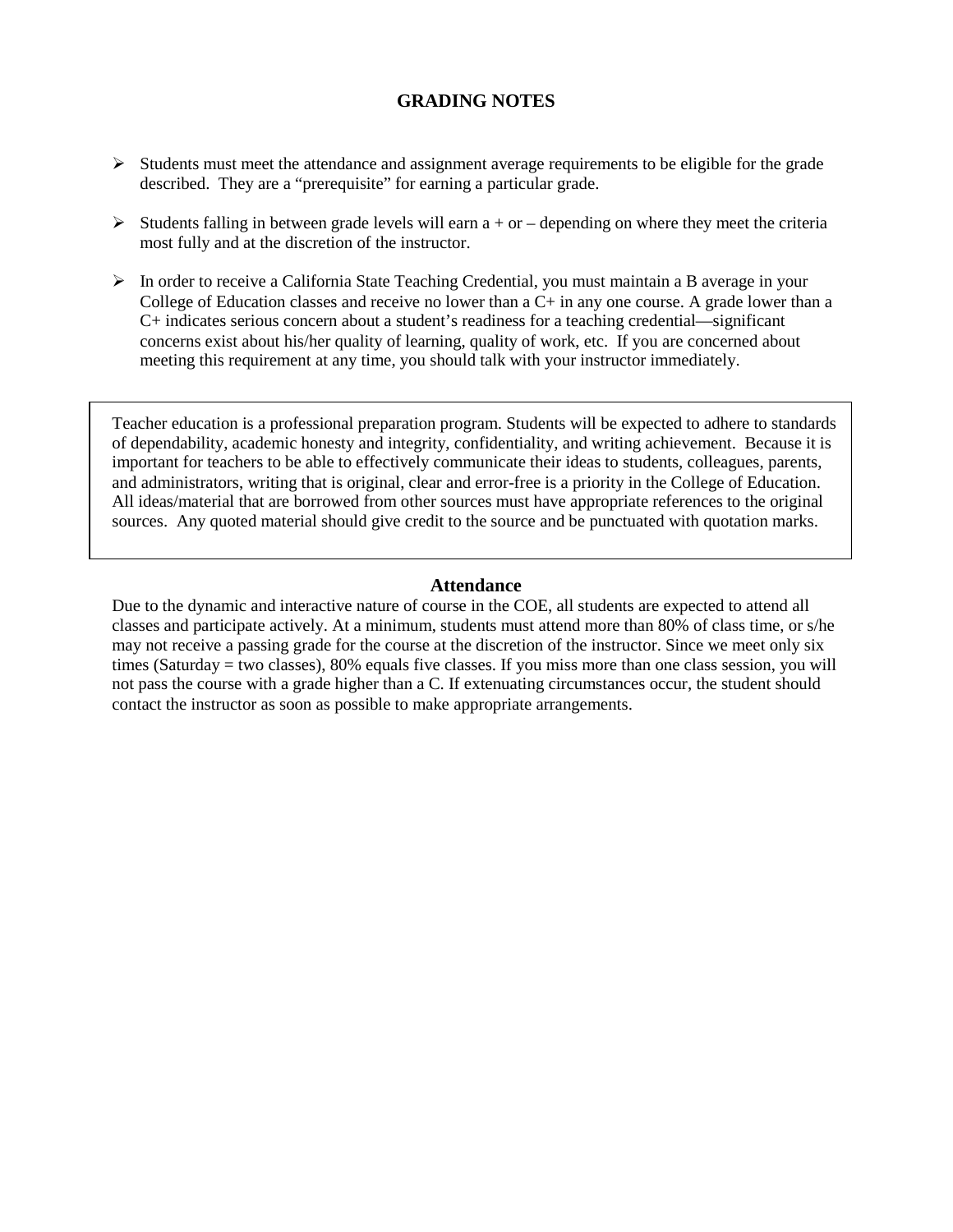## GRADING NOTES

- Students must meet the attendance and assignment average requirements to be eligible for the grade described. They are a "prerequisite" for earning a particular grade.
- Students falling in between grade levels will earn a + or – depending on where they meet the criteria most fully and at the discretion of the instructor.
- In order to receive a California State Teaching Credential, you must maintain a B average in your College of Education classes and receive no lower than a C+ in any one course. A grade lower than a C+ indicates serious concern about a student's readiness for a teaching credential—significant concerns exist about his/her quality of learning, quality of work, etc. If you are concerned about meeting this requirement at any time, you should talk with your instructor immediately.

> Teacher education is a professional preparation program. Students will be expected to adhere to standards of dependability, academic honesty and integrity, confidentiality, and writing achievement. Because it is important for teachers to be able to effectively communicate their ideas to students, colleagues, parents, and administrators, writing that is original, clear and error-free is a priority in the College of Education. All ideas/material that are borrowed from other sources must have appropriate references to the original sources. Any quoted material should give credit to the source and be punctuated with quotation marks.

### Attendance

Due to the dynamic and interactive nature of course in the COE, all students are expected to attend all classes and participate actively. At a minimum, students must attend more than 80% of class time, or s/he may not receive a passing grade for the course at the discretion of the instructor. Since we meet only six times (Saturday = two classes), 80% equals five classes. If you miss more than one class session, you will not pass the course with a grade higher than a C. If extenuating circumstances occur, the student should contact the instructor as soon as possible to make appropriate arrangements.